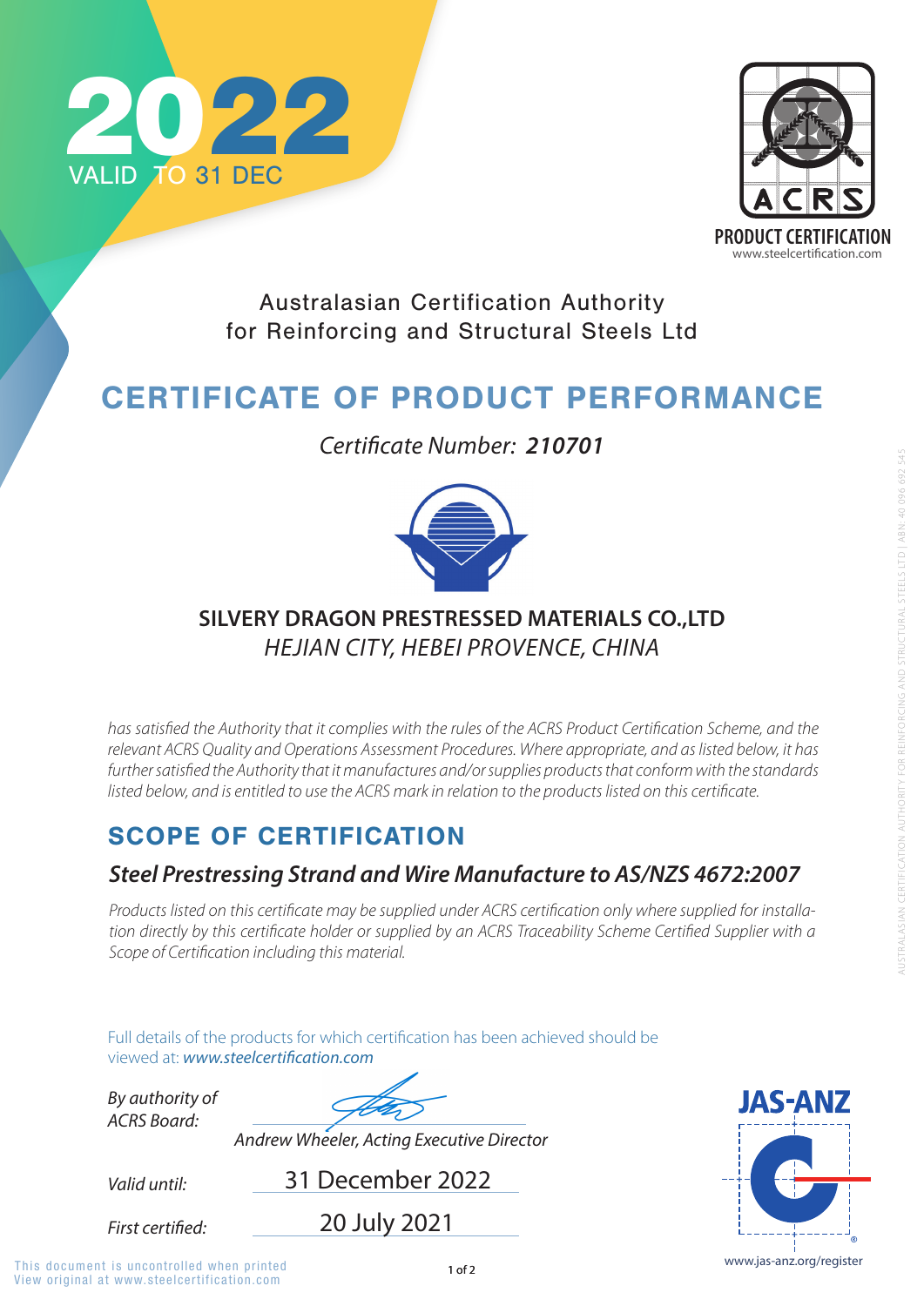2022 VALID TO 31 DEC

ACRS PRODUCT CERTIFICATION
www.steelcertification.com

Australasian Certification Authority for Reinforcing and Structural Steels Ltd

# CERTIFICATE OF PRODUCT PERFORMANCE

*Certificate Number:* ***210701***

**SILVERY DRAGON PRESTRESSED MATERIALS CO.,LTD**
*HEJIAN CITY, HEBEI PROVENCE, CHINA*

*has satisfied the Authority that it complies with the rules of the ACRS Product Certification Scheme, and the relevant ACRS Quality and Operations Assessment Procedures. Where appropriate, and as listed below, it has further satisfied the Authority that it manufactures and/or supplies products that conform with the standards listed below, and is entitled to use the ACRS mark in relation to the products listed on this certificate.*

## SCOPE OF CERTIFICATION

### *Steel Prestressing Strand and Wire Manufacture to AS/NZS 4672:2007*

*Products listed on this certificate may be supplied under ACRS certification only where supplied for installation directly by this certificate holder or supplied by an ACRS Traceability Scheme Certified Supplier with a Scope of Certification including this material.*

Full details of the products for which certification has been achieved should be viewed at: *www.steelcertification.com*

*By authority of ACRS Board:*

*Andrew Wheeler, Acting Executive Director*

*Valid until:* 31 December 2022

*First certified:* 20 July 2021

JAS-ANZ
www.jas-anz.org/register

This document is uncontrolled when printed
View original at www.steelcertification.com

AUSTRALASIAN CERTIFICATION AUTHORITY FOR REINFORCING AND STRUCTURAL STEELS LTD | ABN: 40 096 692 545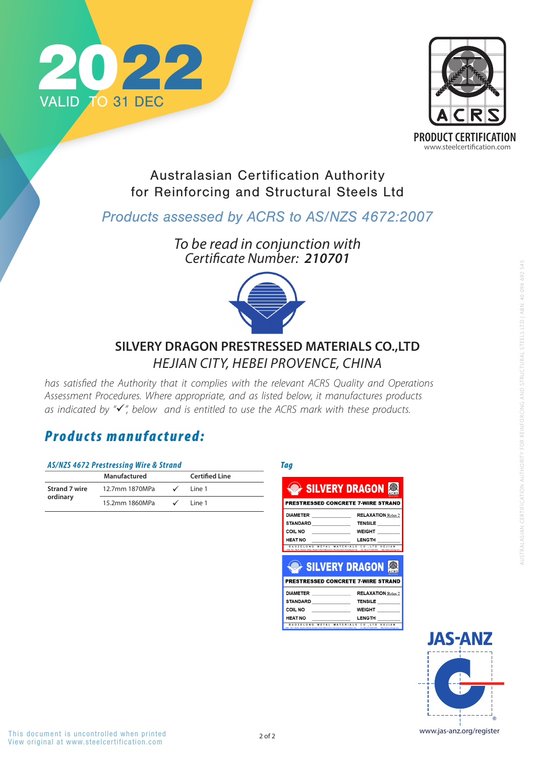# 2022

VALID TO 31 DEC

PRODUCT CERTIFICATION
www.steelcertification.com

## Australasian Certification Authority for Reinforcing and Structural Steels Ltd

*Products assessed by ACRS to AS/NZS 4672:2007*

*To be read in conjunction with Certificate Number:* ***210701***

## SILVERY DRAGON PRESTRESSED MATERIALS CO.,LTD

*HEJIAN CITY, HEBEI PROVENCE, CHINA*

*has satisfied the Authority that it complies with the relevant ACRS Quality and Operations Assessment Procedures. Where appropriate, and as listed below, it manufactures products as indicated by "✓" below and is entitled to use the ACRS mark with these products.*

## *Products manufactured:*

***AS/NZS 4672 Prestressing Wire & Strand***

| | Manufactured | | Certified Line |
|---|---|---|---|
| Strand 7 wire ordinary | 12.7mm 1870MPa | ✓ | Line 1 |
| | 15.2mm 1860MPa | ✓ | Line 1 |

***Tag***

SILVERY DRAGON
PRESTRESSED CONCRETE 7-WIRE STRAND
DIAMETER ____ RELAXATION Relax 2
STANDARD ____ TENSILE ____
COIL NO ____ WEIGHT ____
HEAT NO ____ LENGTH ____
BAOZELONG METAL MATERIALS CO.,LTD HEJIAN

SILVERY DRAGON
PRESTRESSED CONCRETE 7-WIRE STRAND
DIAMETER ____ RELAXATION Relax 2
STANDARD ____ TENSILE ____
COIL NO ____ WEIGHT ____
HEAT NO ____ LENGTH ____
BAOZELONG METAL MATERIALS CO.,LTD HEJIAN

JAS-ANZ
www.jas-anz.org/register

AUSTRALASIAN CERTIFICATION AUTHORITY FOR REINFORCING AND STRUCTURAL STEELS LTD | ABN: 40 096 692 545

This document is uncontrolled when printed
View original at www.steelcertification.com